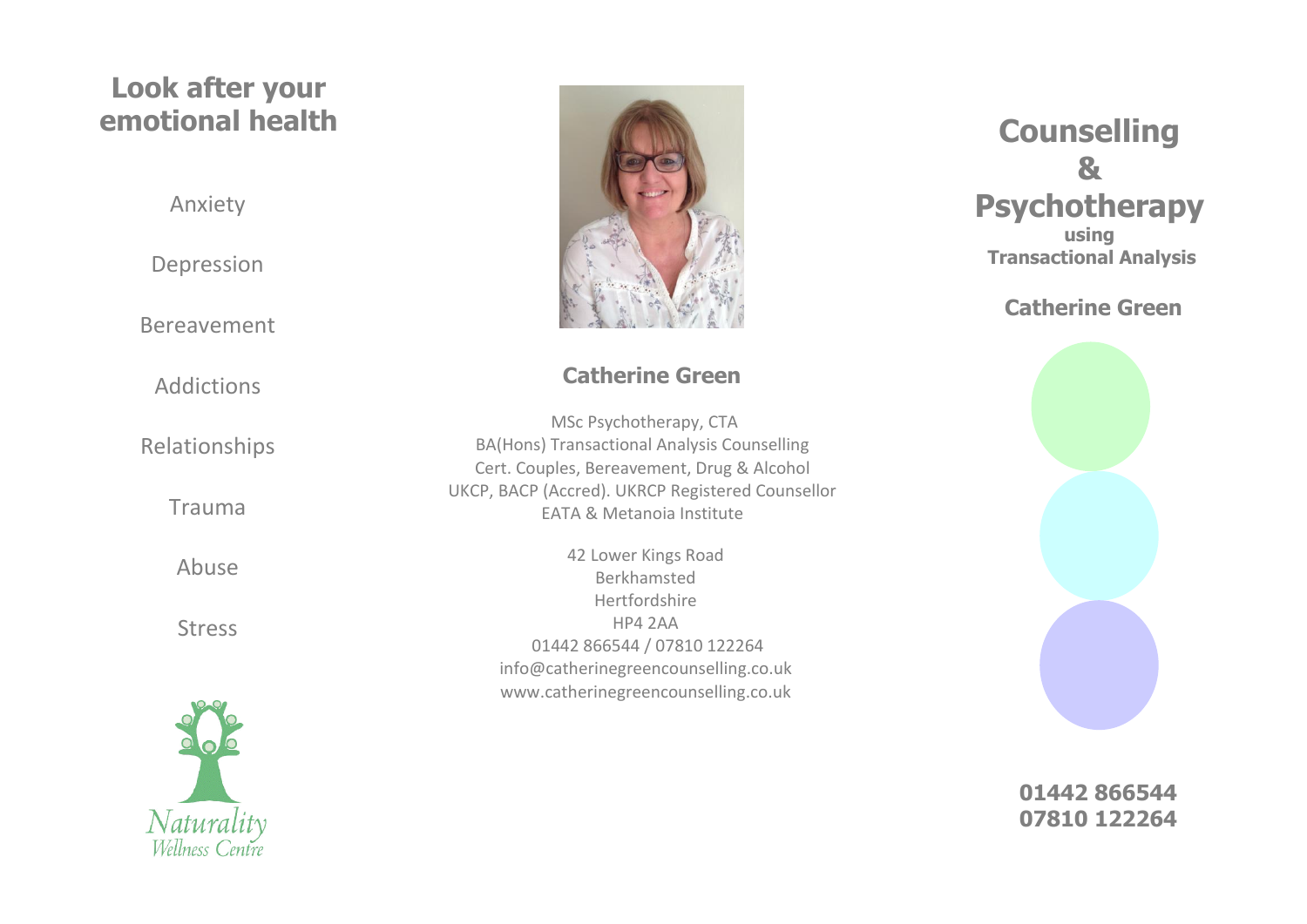## Look after your emotional health

Anxiety

Depression

Bereavement

Addictions

Relationships

Trauma

Abuse

Stress

Naturality
Wellness Centre

### Catherine Green

MSc Psychotherapy, CTA
BA(Hons) Transactional Analysis Counselling
Cert. Couples, Bereavement, Drug & Alcohol
UKCP, BACP (Accred). UKRCP Registered Counsellor
EATA & Metanoia Institute

42 Lower Kings Road
Berkhamsted
Hertfordshire
HP4 2AA
01442 866544 / 07810 122264
info@catherinegreencounselling.co.uk
www.catherinegreencounselling.co.uk

# Counselling & Psychotherapy

**using**
**Transactional Analysis**

### Catherine Green

**01442 866544**
**07810 122264**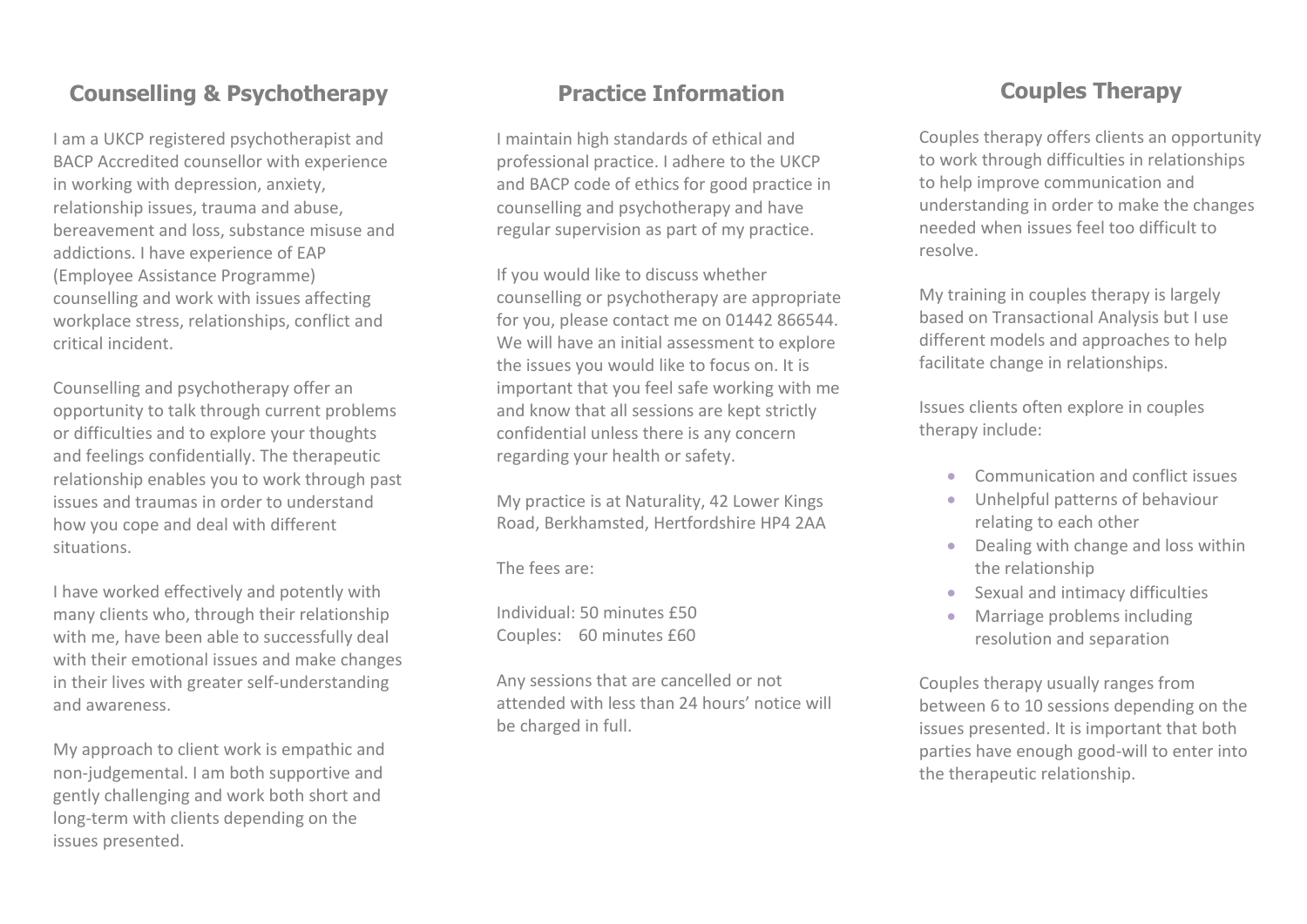## Counselling & Psychotherapy

I am a UKCP registered psychotherapist and BACP Accredited counsellor with experience in working with depression, anxiety, relationship issues, trauma and abuse, bereavement and loss, substance misuse and addictions. I have experience of EAP (Employee Assistance Programme) counselling and work with issues affecting workplace stress, relationships, conflict and critical incident.

Counselling and psychotherapy offer an opportunity to talk through current problems or difficulties and to explore your thoughts and feelings confidentially. The therapeutic relationship enables you to work through past issues and traumas in order to understand how you cope and deal with different situations.

I have worked effectively and potently with many clients who, through their relationship with me, have been able to successfully deal with their emotional issues and make changes in their lives with greater self-understanding and awareness.

My approach to client work is empathic and non-judgemental. I am both supportive and gently challenging and work both short and long-term with clients depending on the issues presented.

## Practice Information

I maintain high standards of ethical and professional practice. I adhere to the UKCP and BACP code of ethics for good practice in counselling and psychotherapy and have regular supervision as part of my practice.

If you would like to discuss whether counselling or psychotherapy are appropriate for you, please contact me on 01442 866544. We will have an initial assessment to explore the issues you would like to focus on. It is important that you feel safe working with me and know that all sessions are kept strictly confidential unless there is any concern regarding your health or safety.

My practice is at Naturality, 42 Lower Kings Road, Berkhamsted, Hertfordshire HP4 2AA

The fees are:

Individual: 50 minutes £50
Couples: 60 minutes £60

Any sessions that are cancelled or not attended with less than 24 hours' notice will be charged in full.

## Couples Therapy

Couples therapy offers clients an opportunity to work through difficulties in relationships to help improve communication and understanding in order to make the changes needed when issues feel too difficult to resolve.

My training in couples therapy is largely based on Transactional Analysis but I use different models and approaches to help facilitate change in relationships.

Issues clients often explore in couples therapy include:

- Communication and conflict issues
- Unhelpful patterns of behaviour relating to each other
- Dealing with change and loss within the relationship
- Sexual and intimacy difficulties
- Marriage problems including resolution and separation

Couples therapy usually ranges from between 6 to 10 sessions depending on the issues presented. It is important that both parties have enough good-will to enter into the therapeutic relationship.